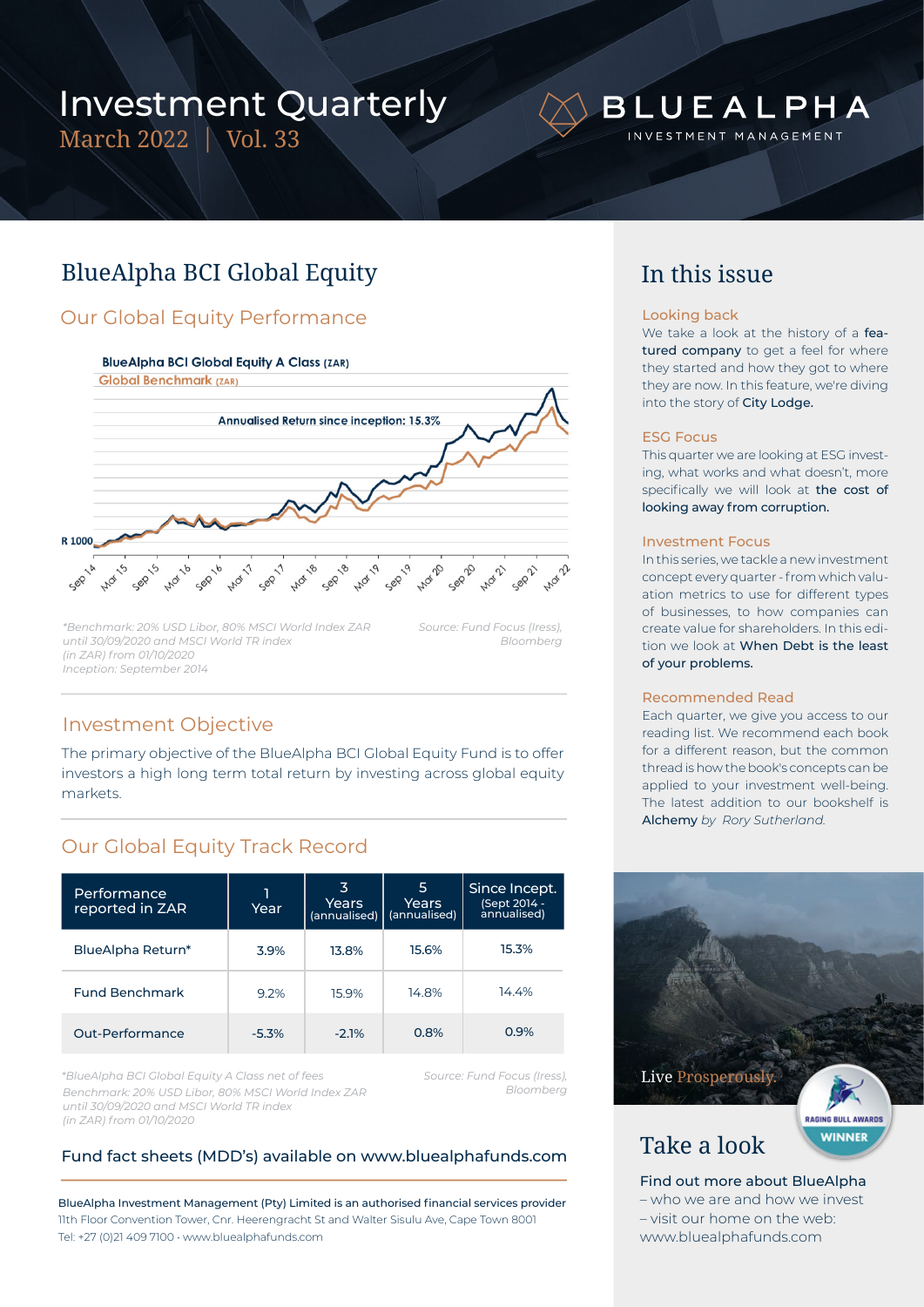# Investment Quarterly

March 2022 | Vol. 33

BLUEALPHA INVESTMENT MANAGEMENT

## BlueAlpha BCI Global Equity

### Our Global Equity Performance

BlueAlpha BCI Global Equity A Class (ZAR)
Global Benchmark (ZAR)

Annualised Return since inception: 15.3%

R 1000

Sep 14, Mar 15, Sep 15, Mar 16, Sep 16, Mar 17, Sep 17, Mar 18, Sep 18, Mar 19, Sep 19, Mar 20, Sep 20, Mar 21, Sep 21, Mar 22

*Benchmark: 20% USD Libor, 80% MSCI World Index ZAR until 30/09/2020 and MSCI World TR index (in ZAR) from 01/10/2020
Inception: September 2014

Source: Fund Focus (Iress), Bloomberg

### Investment Objective

The primary objective of the BlueAlpha BCI Global Equity Fund is to offer investors a high long term total return by investing across global equity markets.

### Our Global Equity Track Record

| Performance reported in ZAR | 1 Year | 3 Years (annualised) | 5 Years (annualised) | Since Incept. (Sept 2014 - annualised) |
|---|---|---|---|---|
| BlueAlpha Return* | 3.9% | 13.8% | 15.6% | 15.3% |
| Fund Benchmark | 9.2% | 15.9% | 14.8% | 14.4% |
| Out-Performance | -5.3% | -2.1% | 0.8% | 0.9% |

*BlueAlpha BCI Global Equity A Class net of fees
Benchmark: 20% USD Libor, 80% MSCI World Index ZAR until 30/09/2020 and MSCI World TR index (in ZAR) from 01/10/2020

Source: Fund Focus (Iress), Bloomberg

Fund fact sheets (MDD's) available on www.bluealphafunds.com

BlueAlpha Investment Management (Pty) Limited is an authorised financial services provider
11th Floor Convention Tower, Cnr. Heerengracht St and Walter Sisulu Ave, Cape Town 8001
Tel: +27 (0)21 409 7100 · www.bluealphafunds.com

## In this issue

### Looking back

We take a look at the history of a **featured company** to get a feel for where they started and how they got to where they are now. In this feature, we're diving into the story of **City Lodge.**

### ESG Focus

This quarter we are looking at ESG investing, what works and what doesn't, more specifically we will look at **the cost of looking away from corruption.**

### Investment Focus

In this series, we tackle a new investment concept every quarter - from which valuation metrics to use for different types of businesses, to how companies can create value for shareholders. In this edition we look at **When Debt is the least of your problems.**

### Recommended Read

Each quarter, we give you access to our reading list. We recommend each book for a different reason, but the common thread is how the book's concepts can be applied to your investment well-being. The latest addition to our bookshelf is **Alchemy** *by Rory Sutherland.*

Live Prosperously.

RAGING BULL AWARDS WINNER

## Take a look

**Find out more about BlueAlpha**
– who we are and how we invest
– visit our home on the web:
www.bluealphafunds.com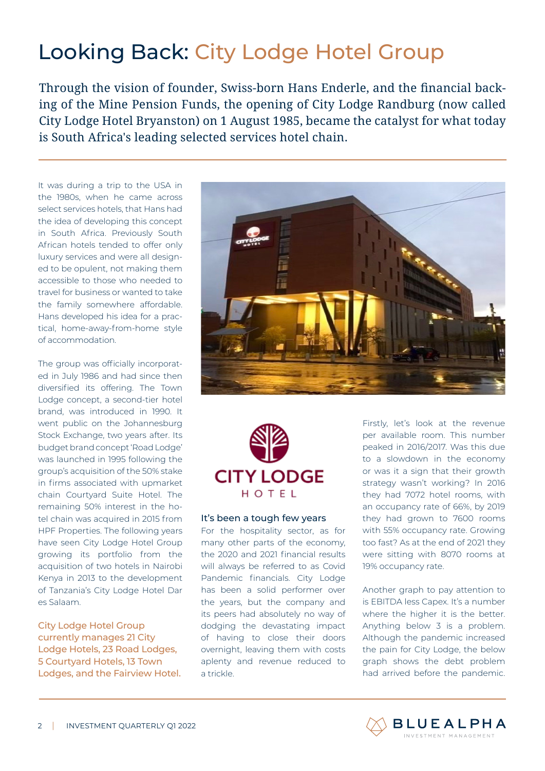# Looking Back: City Lodge Hotel Group

Through the vision of founder, Swiss-born Hans Enderle, and the financial backing of the Mine Pension Funds, the opening of City Lodge Randburg (now called City Lodge Hotel Bryanston) on 1 August 1985, became the catalyst for what today is South Africa's leading selected services hotel chain.

It was during a trip to the USA in the 1980s, when he came across select services hotels, that Hans had the idea of developing this concept in South Africa. Previously South African hotels tended to offer only luxury services and were all designed to be opulent, not making them accessible to those who needed to travel for business or wanted to take the family somewhere affordable. Hans developed his idea for a practical, home-away-from-home style of accommodation.

The group was officially incorporated in July 1986 and had since then diversified its offering. The Town Lodge concept, a second-tier hotel brand, was introduced in 1990. It went public on the Johannesburg Stock Exchange, two years after. Its budget brand concept 'Road Lodge' was launched in 1995 following the group's acquisition of the 50% stake in firms associated with upmarket chain Courtyard Suite Hotel. The remaining 50% interest in the hotel chain was acquired in 2015 from HPF Properties. The following years have seen City Lodge Hotel Group growing its portfolio from the acquisition of two hotels in Nairobi Kenya in 2013 to the development of Tanzania's City Lodge Hotel Dar es Salaam.

City Lodge Hotel Group currently manages 21 City Lodge Hotels, 23 Road Lodges, 5 Courtyard Hotels, 13 Town Lodges, and the Fairview Hotel.

### It's been a tough few years

For the hospitality sector, as for many other parts of the economy, the 2020 and 2021 financial results will always be referred to as Covid Pandemic financials. City Lodge has been a solid performer over the years, but the company and its peers had absolutely no way of dodging the devastating impact of having to close their doors overnight, leaving them with costs aplenty and revenue reduced to a trickle.

Firstly, let's look at the revenue per available room. This number peaked in 2016/2017. Was this due to a slowdown in the economy or was it a sign that their growth strategy wasn't working? In 2016 they had 7072 hotel rooms, with an occupancy rate of 66%, by 2019 they had grown to 7600 rooms with 55% occupancy rate. Growing too fast? As at the end of 2021 they were sitting with 8070 rooms at 19% occupancy rate.

Another graph to pay attention to is EBITDA less Capex. It's a number where the higher it is the better. Anything below 3 is a problem. Although the pandemic increased the pain for City Lodge, the below graph shows the debt problem had arrived before the pandemic.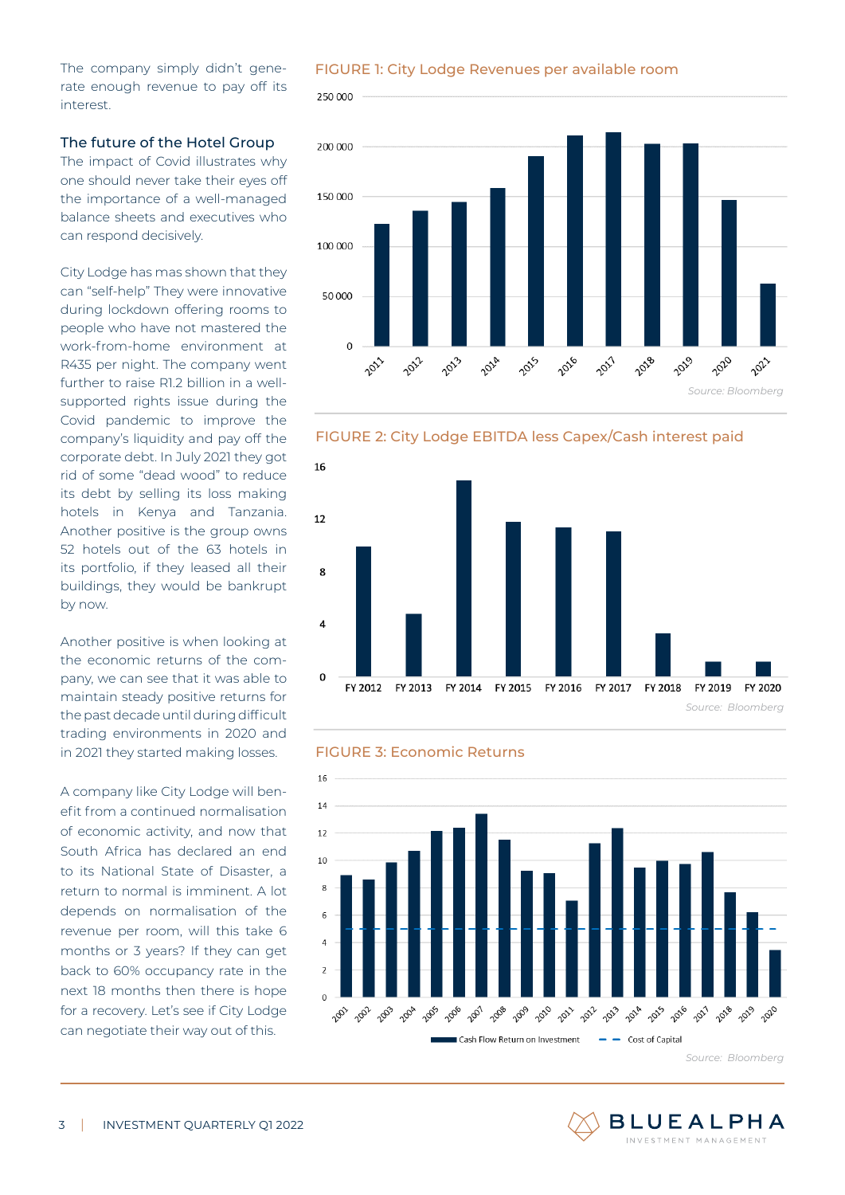The company simply didn't generate enough revenue to pay off its interest.

## The future of the Hotel Group

The impact of Covid illustrates why one should never take their eyes off the importance of a well-managed balance sheets and executives who can respond decisively.

City Lodge has mas shown that they can "self-help" They were innovative during lockdown offering rooms to people who have not mastered the work-from-home environment at R435 per night. The company went further to raise R1.2 billion in a well-supported rights issue during the Covid pandemic to improve the company's liquidity and pay off the corporate debt. In July 2021 they got rid of some "dead wood" to reduce its debt by selling its loss making hotels in Kenya and Tanzania. Another positive is the group owns 52 hotels out of the 63 hotels in its portfolio, if they leased all their buildings, they would be bankrupt by now.

Another positive is when looking at the economic returns of the company, we can see that it was able to maintain steady positive returns for the past decade until during difficult trading environments in 2020 and in 2021 they started making losses.

A company like City Lodge will benefit from a continued normalisation of economic activity, and now that South Africa has declared an end to its National State of Disaster, a return to normal is imminent. A lot depends on normalisation of the revenue per room, will this take 6 months or 3 years? If they can get back to 60% occupancy rate in the next 18 months then there is hope for a recovery. Let's see if City Lodge can negotiate their way out of this.

FIGURE 1: City Lodge Revenues per available room

*Source: Bloomberg*

FIGURE 2: City Lodge EBITDA less Capex/Cash interest paid

*Source: Bloomberg*

FIGURE 3: Economic Returns

*Source: Bloomberg*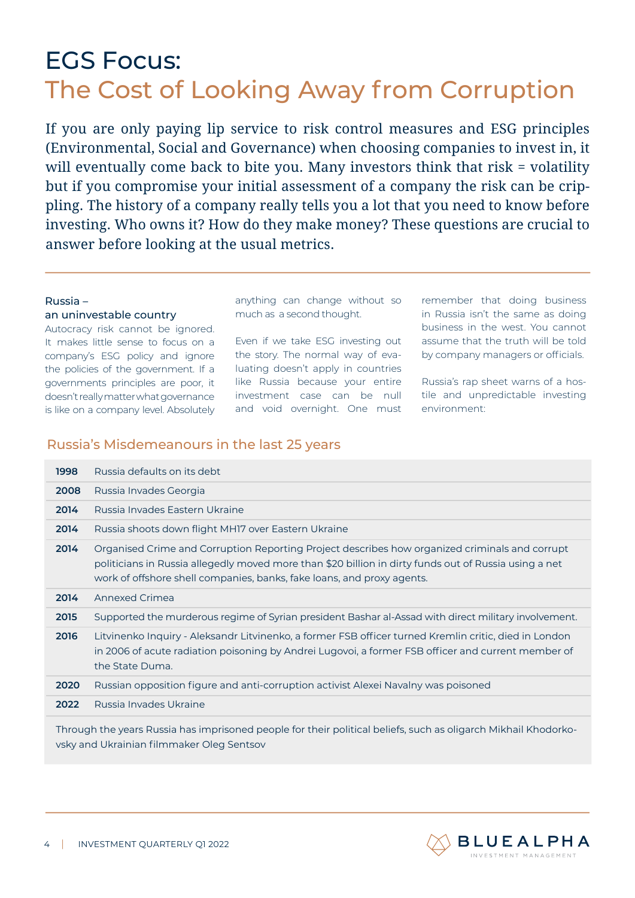# EGS Focus:
## The Cost of Looking Away from Corruption

If you are only paying lip service to risk control measures and ESG principles (Environmental, Social and Governance) when choosing companies to invest in, it will eventually come back to bite you. Many investors think that risk = volatility but if you compromise your initial assessment of a company the risk can be crippling. The history of a company really tells you a lot that you need to know before investing. Who owns it? How do they make money? These questions are crucial to answer before looking at the usual metrics.

### Russia – an uninvestable country

Autocracy risk cannot be ignored. It makes little sense to focus on a company's ESG policy and ignore the policies of the government. If a governments principles are poor, it doesn't really matter what governance is like on a company level. Absolutely anything can change without so much as a second thought.

Even if we take ESG investing out the story. The normal way of evaluating doesn't apply in countries like Russia because your entire investment case can be null and void overnight. One must remember that doing business in Russia isn't the same as doing business in the west. You cannot assume that the truth will be told by company managers or officials.

Russia's rap sheet warns of a hostile and unpredictable investing environment:

### Russia's Misdemeanours in the last 25 years

| Year | Event |
|---|---|
| **1998** | Russia defaults on its debt |
| **2008** | Russia Invades Georgia |
| **2014** | Russia Invades Eastern Ukraine |
| **2014** | Russia shoots down flight MH17 over Eastern Ukraine |
| **2014** | Organised Crime and Corruption Reporting Project describes how organized criminals and corrupt politicians in Russia allegedly moved more than $20 billion in dirty funds out of Russia using a network of offshore shell companies, banks, fake loans, and proxy agents. |
| **2014** | Annexed Crimea |
| **2015** | Supported the murderous regime of Syrian president Bashar al-Assad with direct military involvement. |
| **2016** | Litvinenko Inquiry - Aleksandr Litvinenko, a former FSB officer turned Kremlin critic, died in London in 2006 of acute radiation poisoning by Andrei Lugovoi, a former FSB officer and current member of the State Duma. |
| **2020** | Russian opposition figure and anti-corruption activist Alexei Navalny was poisoned |
| **2022** | Russia Invades Ukraine |

Through the years Russia has imprisoned people for their political beliefs, such as oligarch Mikhail Khodorkovsky and Ukrainian filmmaker Oleg Sentsov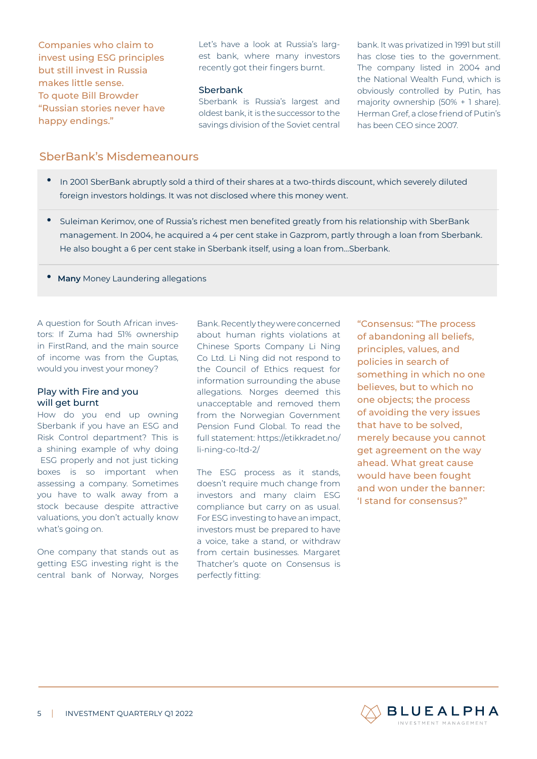Companies who claim to invest using ESG principles but still invest in Russia makes little sense. To quote Bill Browder "Russian stories never have happy endings."

Let's have a look at Russia's largest bank, where many investors recently got their fingers burnt.

### Sberbank

Sberbank is Russia's largest and oldest bank, it is the successor to the savings division of the Soviet central bank. It was privatized in 1991 but still has close ties to the government. The company listed in 2004 and the National Wealth Fund, which is obviously controlled by Putin, has majority ownership (50% + 1 share). Herman Gref, a close friend of Putin's has been CEO since 2007.

## SberBank's Misdemeanours

- In 2001 SberBank abruptly sold a third of their shares at a two-thirds discount, which severely diluted foreign investors holdings. It was not disclosed where this money went.
- Suleiman Kerimov, one of Russia's richest men benefited greatly from his relationship with SberBank management. In 2004, he acquired a 4 per cent stake in Gazprom, partly through a loan from Sberbank. He also bought a 6 per cent stake in Sberbank itself, using a loan from...Sberbank.
- **Many** Money Laundering allegations

A question for South African investors: If Zuma had 51% ownership in FirstRand, and the main source of income was from the Guptas, would you invest your money?

### Play with Fire and you will get burnt

How do you end up owning Sberbank if you have an ESG and Risk Control department? This is a shining example of why doing ESG properly and not just ticking boxes is so important when assessing a company. Sometimes you have to walk away from a stock because despite attractive valuations, you don't actually know what's going on.

One company that stands out as getting ESG investing right is the central bank of Norway, Norges Bank. Recently they were concerned about human rights violations at Chinese Sports Company Li Ning Co Ltd. Li Ning did not respond to the Council of Ethics request for information surrounding the abuse allegations. Norges deemed this unacceptable and removed them from the Norwegian Government Pension Fund Global. To read the full statement: https://etikkradet.no/li-ning-co-ltd-2/

The ESG process as it stands, doesn't require much change from investors and many claim ESG compliance but carry on as usual. For ESG investing to have an impact, investors must be prepared to have a voice, take a stand, or withdraw from certain businesses. Margaret Thatcher's quote on Consensus is perfectly fitting:

"Consensus: "The process of abandoning all beliefs, principles, values, and policies in search of something in which no one believes, but to which no one objects; the process of avoiding the very issues that have to be solved, merely because you cannot get agreement on the way ahead. What great cause would have been fought and won under the banner: 'I stand for consensus?"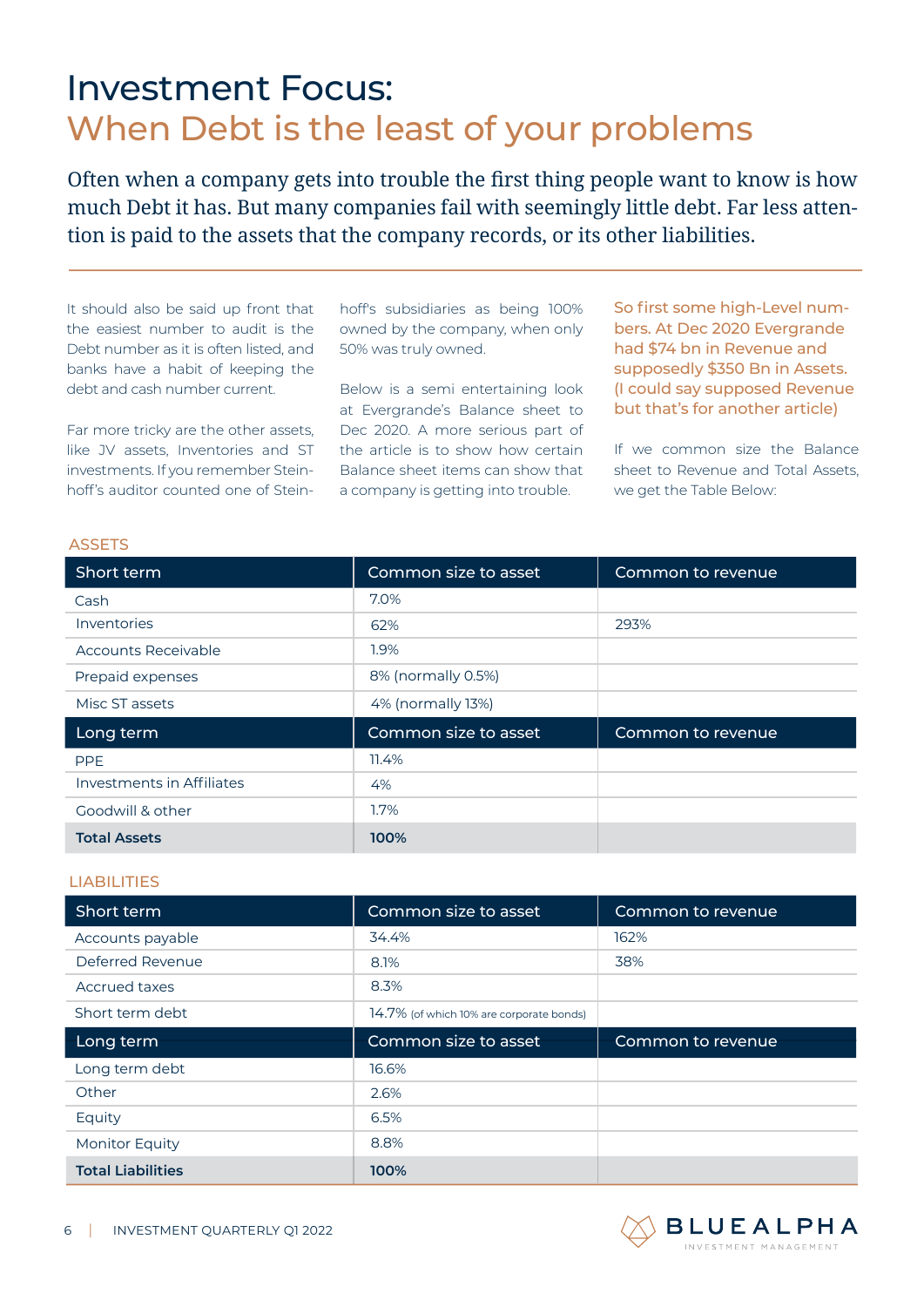# Investment Focus:
## When Debt is the least of your problems

Often when a company gets into trouble the first thing people want to know is how much Debt it has. But many companies fail with seemingly little debt. Far less attention is paid to the assets that the company records, or its other liabilities.

It should also be said up front that the easiest number to audit is the Debt number as it is often listed, and banks have a habit of keeping the debt and cash number current.

Far more tricky are the other assets, like JV assets, Inventories and ST investments. If you remember Steinhoff's auditor counted one of Steinhoff's subsidiaries as being 100% owned by the company, when only 50% was truly owned.

Below is a semi entertaining look at Evergrande's Balance sheet to Dec 2020. A more serious part of the article is to show how certain Balance sheet items can show that a company is getting into trouble.

So first some high-Level numbers. At Dec 2020 Evergrande had $74 bn in Revenue and supposedly $350 Bn in Assets. (I could say supposed Revenue but that's for another article)

If we common size the Balance sheet to Revenue and Total Assets, we get the Table Below:

ASSETS

| Short term | Common size to asset | Common to revenue |
|---|---|---|
| Cash | 7.0% | |
| Inventories | 62% | 293% |
| Accounts Receivable | 1.9% | |
| Prepaid expenses | 8% (normally 0.5%) | |
| Misc ST assets | 4% (normally 13%) | |
| **Long term** | **Common size to asset** | **Common to revenue** |
| PPE | 11.4% | |
| Investments in Affiliates | 4% | |
| Goodwill & other | 1.7% | |
| **Total Assets** | **100%** | |

LIABILITIES

| Short term | Common size to asset | Common to revenue |
|---|---|---|
| Accounts payable | 34.4% | 162% |
| Deferred Revenue | 8.1% | 38% |
| Accrued taxes | 8.3% | |
| Short term debt | 14.7% (of which 10% are corporate bonds) | |
| **Long term** | **Common size to asset** | **Common to revenue** |
| Long term debt | 16.6% | |
| Other | 2.6% | |
| Equity | 6.5% | |
| Monitor Equity | 8.8% | |
| **Total Liabilities** | **100%** | |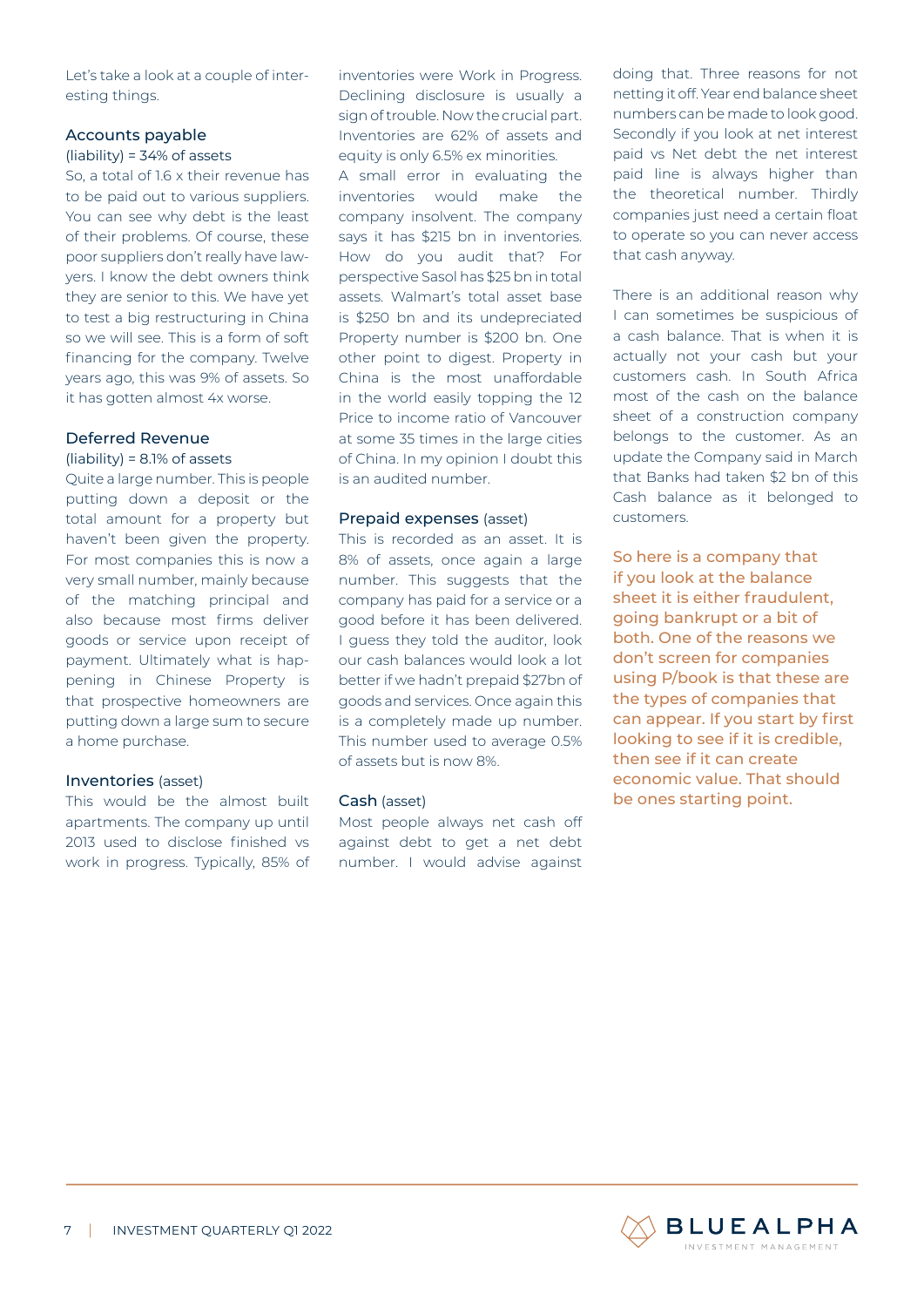Let's take a look at a couple of interesting things.

### Accounts payable

(liability) = 34% of assets

So, a total of 1.6 x their revenue has to be paid out to various suppliers. You can see why debt is the least of their problems. Of course, these poor suppliers don't really have lawyers. I know the debt owners think they are senior to this. We have yet to test a big restructuring in China so we will see. This is a form of soft financing for the company. Twelve years ago, this was 9% of assets. So it has gotten almost 4x worse.

### Deferred Revenue

(liability) = 8.1% of assets

Quite a large number. This is people putting down a deposit or the total amount for a property but haven't been given the property. For most companies this is now a very small number, mainly because of the matching principal and also because most firms deliver goods or service upon receipt of payment. Ultimately what is happening in Chinese Property is that prospective homeowners are putting down a large sum to secure a home purchase.

### Inventories (asset)

This would be the almost built apartments. The company up until 2013 used to disclose finished vs work in progress. Typically, 85% of inventories were Work in Progress. Declining disclosure is usually a sign of trouble. Now the crucial part. Inventories are 62% of assets and equity is only 6.5% ex minorities.

A small error in evaluating the inventories would make the company insolvent. The company says it has $215 bn in inventories. How do you audit that? For perspective Sasol has $25 bn in total assets. Walmart's total asset base is $250 bn and its undepreciated Property number is $200 bn. One other point to digest. Property in China is the most unaffordable in the world easily topping the 12 Price to income ratio of Vancouver at some 35 times in the large cities of China. In my opinion I doubt this is an audited number.

### Prepaid expenses (asset)

This is recorded as an asset. It is 8% of assets, once again a large number. This suggests that the company has paid for a service or a good before it has been delivered. I guess they told the auditor, look our cash balances would look a lot better if we hadn't prepaid $27bn of goods and services. Once again this is a completely made up number. This number used to average 0.5% of assets but is now 8%.

### Cash (asset)

Most people always net cash off against debt to get a net debt number. I would advise against doing that. Three reasons for not netting it off. Year end balance sheet numbers can be made to look good. Secondly if you look at net interest paid vs Net debt the net interest paid line is always higher than the theoretical number. Thirdly companies just need a certain float to operate so you can never access that cash anyway.

There is an additional reason why I can sometimes be suspicious of a cash balance. That is when it is actually not your cash but your customers cash. In South Africa most of the cash on the balance sheet of a construction company belongs to the customer. As an update the Company said in March that Banks had taken $2 bn of this Cash balance as it belonged to customers.

So here is a company that if you look at the balance sheet it is either fraudulent, going bankrupt or a bit of both. One of the reasons we don't screen for companies using P/book is that these are the types of companies that can appear. If you start by first looking to see if it is credible, then see if it can create economic value. That should be ones starting point.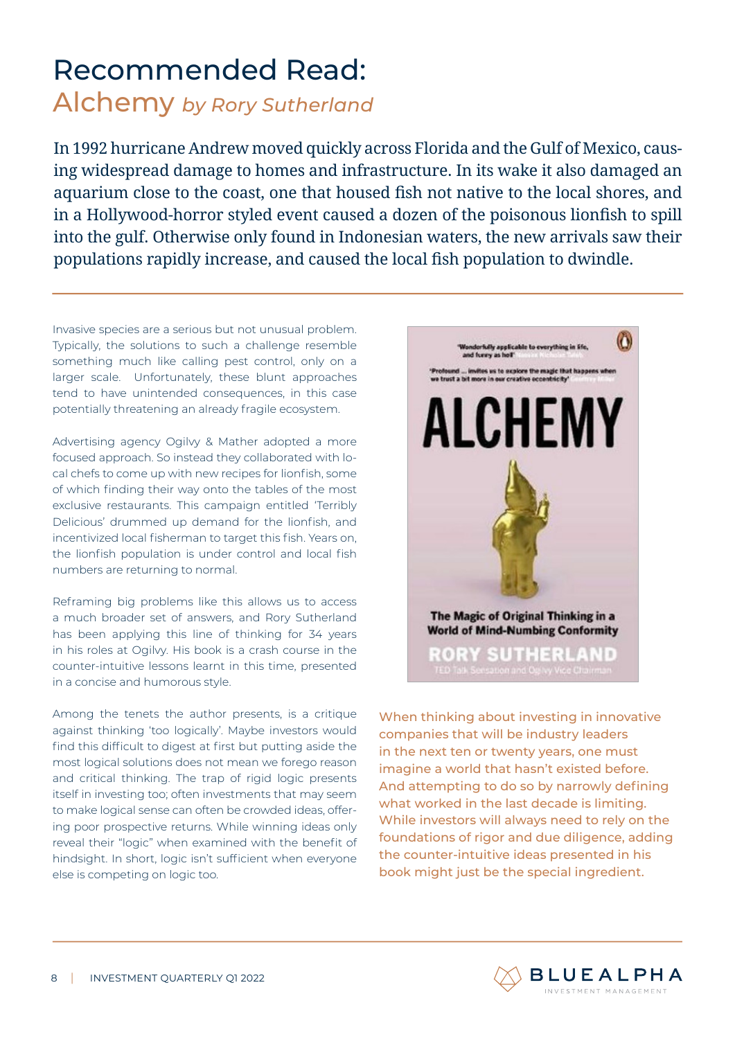# Recommended Read:
## Alchemy *by Rory Sutherland*

In 1992 hurricane Andrew moved quickly across Florida and the Gulf of Mexico, causing widespread damage to homes and infrastructure. In its wake it also damaged an aquarium close to the coast, one that housed fish not native to the local shores, and in a Hollywood-horror styled event caused a dozen of the poisonous lionfish to spill into the gulf. Otherwise only found in Indonesian waters, the new arrivals saw their populations rapidly increase, and caused the local fish population to dwindle.

---

Invasive species are a serious but not unusual problem. Typically, the solutions to such a challenge resemble something much like calling pest control, only on a larger scale. Unfortunately, these blunt approaches tend to have unintended consequences, in this case potentially threatening an already fragile ecosystem.

Advertising agency Ogilvy & Mather adopted a more focused approach. So instead they collaborated with local chefs to come up with new recipes for lionfish, some of which finding their way onto the tables of the most exclusive restaurants. This campaign entitled 'Terribly Delicious' drummed up demand for the lionfish, and incentivized local fisherman to target this fish. Years on, the lionfish population is under control and local fish numbers are returning to normal.

Reframing big problems like this allows us to access a much broader set of answers, and Rory Sutherland has been applying this line of thinking for 34 years in his roles at Ogilvy. His book is a crash course in the counter-intuitive lessons learnt in this time, presented in a concise and humorous style.

Among the tenets the author presents, is a critique against thinking 'too logically'. Maybe investors would find this difficult to digest at first but putting aside the most logical solutions does not mean we forego reason and critical thinking. The trap of rigid logic presents itself in investing too; often investments that may seem to make logical sense can often be crowded ideas, offering poor prospective returns. While winning ideas only reveal their "logic" when examined with the benefit of hindsight. In short, logic isn't sufficient when everyone else is competing on logic too.

When thinking about investing in innovative companies that will be industry leaders in the next ten or twenty years, one must imagine a world that hasn't existed before. And attempting to do so by narrowly defining what worked in the last decade is limiting. While investors will always need to rely on the foundations of rigor and due diligence, adding the counter-intuitive ideas presented in his book might just be the special ingredient.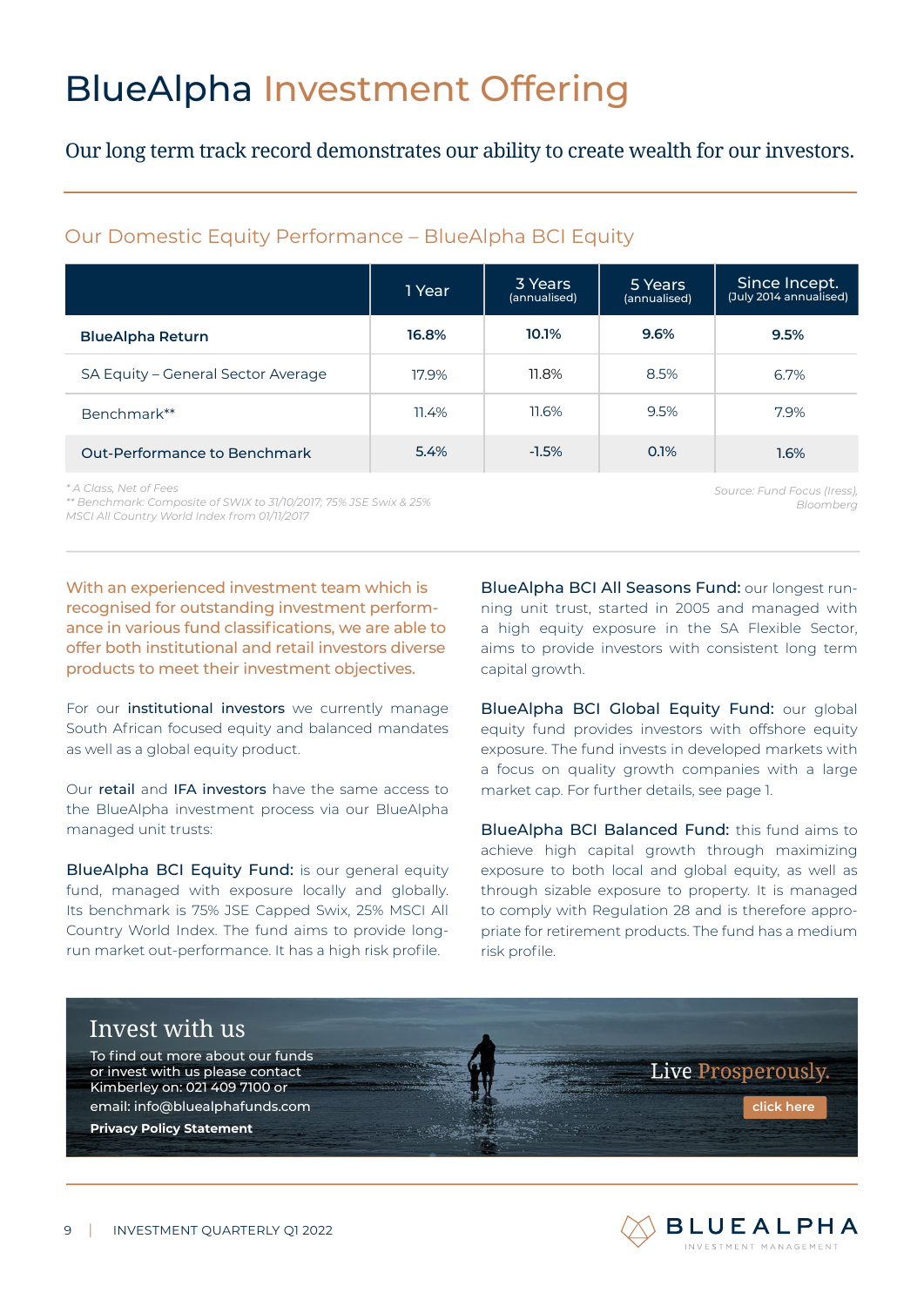# BlueAlpha Investment Offering

Our long term track record demonstrates our ability to create wealth for our investors.

## Our Domestic Equity Performance – BlueAlpha BCI Equity

| | 1 Year | 3 Years (annualised) | 5 Years (annualised) | Since Incept. (July 2014 annualised) |
|---|---|---|---|---|
| **BlueAlpha Return** | **16.8%** | **10.1%** | **9.6%** | **9.5%** |
| SA Equity – General Sector Average | 17.9% | 11.8% | 8.5% | 6.7% |
| Benchmark** | 11.4% | 11.6% | 9.5% | 7.9% |
| Out-Performance to Benchmark | 5.4% | -1.5% | 0.1% | 1.6% |

*\* A Class, Net of Fees*
*\*\* Benchmark: Composite of SWIX to 31/10/2017; 75% JSE Swix & 25% MSCI All Country World Index from 01/11/2017*

*Source: Fund Focus (Iress), Bloomberg*

With an experienced investment team which is recognised for outstanding investment performance in various fund classifications, we are able to offer both institutional and retail investors diverse products to meet their investment objectives.

For our **institutional investors** we currently manage South African focused equity and balanced mandates as well as a global equity product.

Our **retail** and **IFA investors** have the same access to the BlueAlpha investment process via our BlueAlpha managed unit trusts:

**BlueAlpha BCI Equity Fund:** is our general equity fund, managed with exposure locally and globally. Its benchmark is 75% JSE Capped Swix, 25% MSCI All Country World Index. The fund aims to provide long-run market out-performance. It has a high risk profile.

**BlueAlpha BCI All Seasons Fund:** our longest running unit trust, started in 2005 and managed with a high equity exposure in the SA Flexible Sector, aims to provide investors with consistent long term capital growth.

**BlueAlpha BCI Global Equity Fund:** our global equity fund provides investors with offshore equity exposure. The fund invests in developed markets with a focus on quality growth companies with a large market cap. For further details, see page 1.

**BlueAlpha BCI Balanced Fund:** this fund aims to achieve high capital growth through maximizing exposure to both local and global equity, as well as through sizable exposure to property. It is managed to comply with Regulation 28 and is therefore appropriate for retirement products. The fund has a medium risk profile.

## Invest with us

To find out more about our funds or invest with us please contact Kimberley on: 021 409 7100 or email: info@bluealphafunds.com

**Privacy Policy Statement**

Live Prosperously.

click here

BLUEALPHA INVESTMENT MANAGEMENT